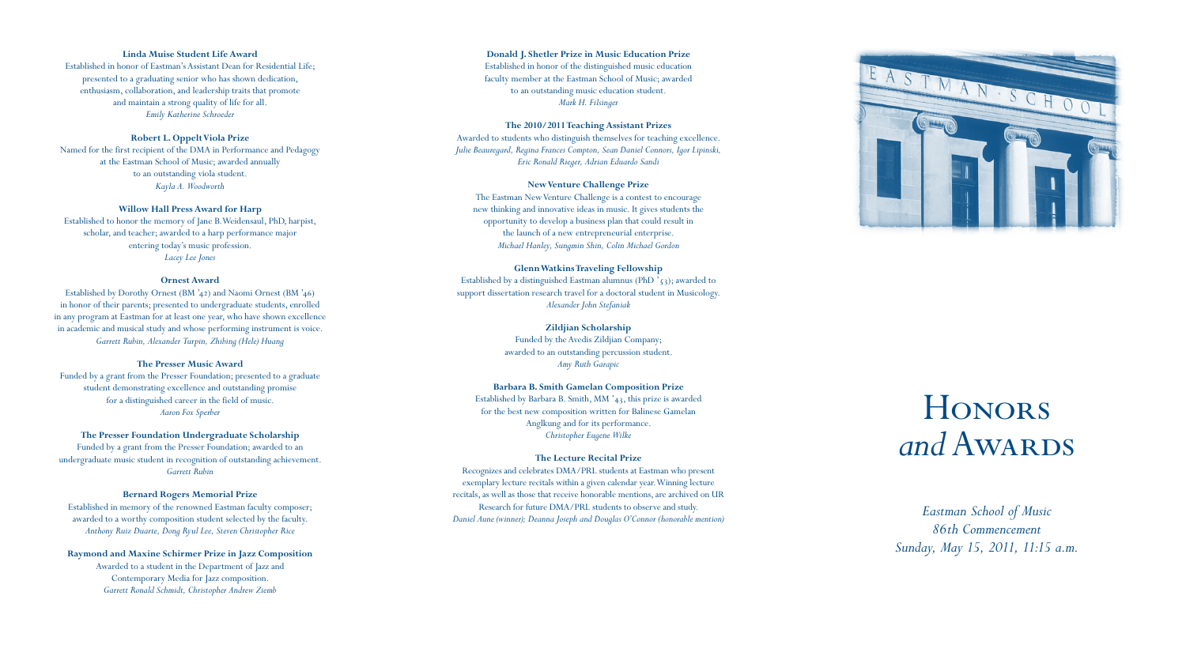### Linda Muise Student Life Award

Established in honor of Eastman's Assistant Dean for Residential Life; presented to a graduating senior who has shown dedication, enthusiasm, collaboration, and leadership traits that promote and maintain a strong quality of life for all.
*Emily Katherine Schroeder*

### Robert L. Oppelt Viola Prize

Named for the first recipient of the DMA in Performance and Pedagogy at the Eastman School of Music; awarded annually to an outstanding viola student.
*Kayla A. Woodworth*

### Willow Hall Press Award for Harp

Established to honor the memory of Jane B. Weidensaul, PhD, harpist, scholar, and teacher; awarded to a harp performance major entering today's music profession.
*Lacey Lee Jones*

### Ornest Award

Established by Dorothy Ornest (BM '42) and Naomi Ornest (BM '46) in honor of their parents; presented to undergraduate students, enrolled in any program at Eastman for at least one year, who have shown excellence in academic and musical study and whose performing instrument is voice.
*Garrett Rubin, Alexander Turpin, Zhibing (Hele) Huang*

### The Presser Music Award

Funded by a grant from the Presser Foundation; presented to a graduate student demonstrating excellence and outstanding promise for a distinguished career in the field of music.
*Aaron Fox Sperber*

### The Presser Foundation Undergraduate Scholarship

Funded by a grant from the Presser Foundation; awarded to an undergraduate music student in recognition of outstanding achievement.
*Garrett Rubin*

### Bernard Rogers Memorial Prize

Established in memory of the renowned Eastman faculty composer; awarded to a worthy composition student selected by the faculty.
*Anthony Ruiz Duarte, Dong Ryul Lee, Steven Christopher Rice*

### Raymond and Maxine Schirmer Prize in Jazz Composition

Awarded to a student in the Department of Jazz and Contemporary Media for Jazz composition.
*Garrett Ronald Schmidt, Christopher Andrew Ziemb*

### Donald J. Shetler Prize in Music Education Prize

Established in honor of the distinguished music education faculty member at the Eastman School of Music; awarded to an outstanding music education student.
*Mark H. Filsinger*

### The 2010/2011 Teaching Assistant Prizes

Awarded to students who distinguish themselves for teaching excellence.
*Julie Beauregard, Regina Frances Compton, Sean Daniel Connors, Igor Lipinski, Eric Ronald Rieger, Adrian Eduardo Sandi*

### New Venture Challenge Prize

The Eastman New Venture Challenge is a contest to encourage new thinking and innovative ideas in music. It gives students the opportunity to develop a business plan that could result in the launch of a new entrepreneurial enterprise.
*Michael Hanley, Sungmin Shin, Colin Michael Gordon*

### Glenn Watkins Traveling Fellowship

Established by a distinguished Eastman alumnus (PhD '53); awarded to support dissertation research travel for a doctoral student in Musicology.
*Alexander John Stefaniak*

### Zildjian Scholarship

Funded by the Avedis Zildjian Company; awarded to an outstanding percussion student.
*Amy Ruth Garapic*

### Barbara B. Smith Gamelan Composition Prize

Established by Barbara B. Smith, MM '43, this prize is awarded for the best new composition written for Balinese Gamelan Anglkung and for its performance.
*Christopher Eugene Wilke*

### The Lecture Recital Prize

Recognizes and celebrates DMA/PRL students at Eastman who present exemplary lecture recitals within a given calendar year. Winning lecture recitals, as well as those that receive honorable mentions, are archived on UR Research for future DMA/PRL students to observe and study.
*Daniel Aune (winner); Deanna Joseph and Douglas O'Connor (honorable mention)*

# Honors *and* Awards

*Eastman School of Music*
*86th Commencement*
*Sunday, May 15, 2011, 11:15 a.m.*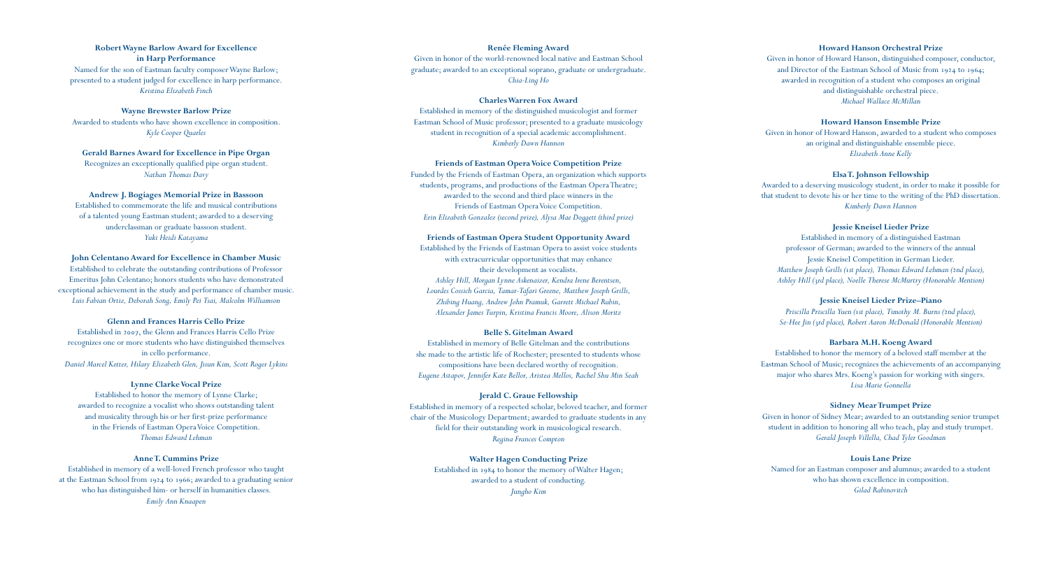**Robert Wayne Barlow Award for Excellence in Harp Performance**

Named for the son of Eastman faculty composer Wayne Barlow; presented to a student judged for excellence in harp performance.

*Kristina Elizabeth Finch*

**Wayne Brewster Barlow Prize**

Awarded to students who have shown excellence in composition.

*Kyle Cooper Quarles*

**Gerald Barnes Award for Excellence in Pipe Organ**

Recognizes an exceptionally qualified pipe organ student.

*Nathan Thomas Davy*

**Andrew J. Bogiages Memorial Prize in Bassoon**

Established to commemorate the life and musical contributions of a talented young Eastman student; awarded to a deserving underclassman or graduate bassoon student.

*Yuki Heidi Katayama*

**John Celentano Award for Excellence in Chamber Music**

Established to celebrate the outstanding contributions of Professor Emeritus John Celentano; honors students who have demonstrated exceptional achievement in the study and performance of chamber music.

*Luis Fabian Ortiz, Deborah Song, Emily Pei Tsai, Malcolm Williamson*

**Glenn and Frances Harris Cello Prize**

Established in 2007, the Glenn and Frances Harris Cello Prize recognizes one or more students who have distinguished themselves in cello performance.

*Daniel Marcel Ketter, Hilary Elizabeth Glen, Jisun Kim, Scott Roger Lykins*

**Lynne Clarke Vocal Prize**

Established to honor the memory of Lynne Clarke; awarded to recognize a vocalist who shows outstanding talent and musicality through his or her first-prize performance in the Friends of Eastman Opera Voice Competition.

*Thomas Edward Lehman*

**Anne T. Cummins Prize**

Established in memory of a well-loved French professor who taught at the Eastman School from 1924 to 1966; awarded to a graduating senior who has distinguished him- or herself in humanities classes.

*Emily Ann Knaapen*

**Renée Fleming Award**

Given in honor of the world-renowned local native and Eastman School graduate; awarded to an exceptional soprano, graduate or undergraduate.

*Chia-Ling Ho*

**Charles Warren Fox Award**

Established in memory of the distinguished musicologist and former Eastman School of Music professor; presented to a graduate musicology student in recognition of a special academic accomplishment.

*Kimberly Dawn Hannon*

**Friends of Eastman Opera Voice Competition Prize**

Funded by the Friends of Eastman Opera, an organization which supports students, programs, and productions of the Eastman Opera Theatre; awarded to the second and third place winners in the Friends of Eastman Opera Voice Competition.

*Erin Elizabeth Gonzalez (second prize), Alysa Mae Doggett (third prize)*

**Friends of Eastman Opera Student Opportunity Award**

Established by the Friends of Eastman Opera to assist voice students with extracurricular opportunities that may enhance their development as vocalists.

*Ashley Hill, Morgan Lynne Askenaizer, Kendra Irene Berentsen, Lourdes Cossich Garcia, Tamar-Tafari Greene, Matthew Joseph Grills, Zhibing Huang, Andrew John Pramuk, Garrett Michael Rubin, Alexander James Turpin, Kristina Francis Moore, Alison Moritz*

**Belle S. Gitelman Award**

Established in memory of Belle Gitelman and the contributions she made to the artistic life of Rochester; presented to students whose compositions have been declared worthy of recognition.

*Eugene Astapov, Jennifer Kate Bellor, Aristea Mellos, Rachel Shu Min Seah*

**Jerald C. Graue Fellowship**

Established in memory of a respected scholar, beloved teacher, and former chair of the Musicology Department; awarded to graduate students in any field for their outstanding work in musicological research.

*Regina Frances Compton*

**Walter Hagen Conducting Prize**

Established in 1984 to honor the memory of Walter Hagen; awarded to a student of conducting.

*Jungho Kim*

**Howard Hanson Orchestral Prize**

Given in honor of Howard Hanson, distinguished composer, conductor, and Director of the Eastman School of Music from 1924 to 1964; awarded in recognition of a student who composes an original and distinguishable orchestral piece.

*Michael Wallace McMillan*

**Howard Hanson Ensemble Prize**

Given in honor of Howard Hanson, awarded to a student who composes an original and distinguishable ensemble piece.

*Elizabeth Anne Kelly*

**Elsa T. Johnson Fellowship**

Awarded to a deserving musicology student, in order to make it possible for that student to devote his or her time to the writing of the PhD dissertation.

*Kimberly Dawn Hannon*

**Jessie Kneisel Lieder Prize**

Established in memory of a distinguished Eastman professor of German; awarded to the winners of the annual Jessie Kneisel Competition in German Lieder.

*Matthew Joseph Grills (1st place), Thomas Edward Lehman (2nd place), Ashley Hill (3rd place), Noelle Therese McMurtry (Honorable Mention)*

**Jessie Kneisel Lieder Prize–Piano**

*Priscilla Priscilla Yuen (1st place), Timothy M. Burns (2nd place), Se-Hee Jin (3rd place), Robert Aaron McDonald (Honorable Mention)*

**Barbara M.H. Koeng Award**

Established to honor the memory of a beloved staff member at the Eastman School of Music; recognizes the achievements of an accompanying major who shares Mrs. Koeng's passion for working with singers.

*Lisa Marie Gonnella*

**Sidney Mear Trumpet Prize**

Given in honor of Sidney Mear; awarded to an outstanding senior trumpet student in addition to honoring all who teach, play and study trumpet.

*Gerald Joseph Villella, Chad Tyler Goodman*

**Louis Lane Prize**

Named for an Eastman composer and alumnus; awarded to a student who has shown excellence in composition.

*Gilad Rabinovitch*